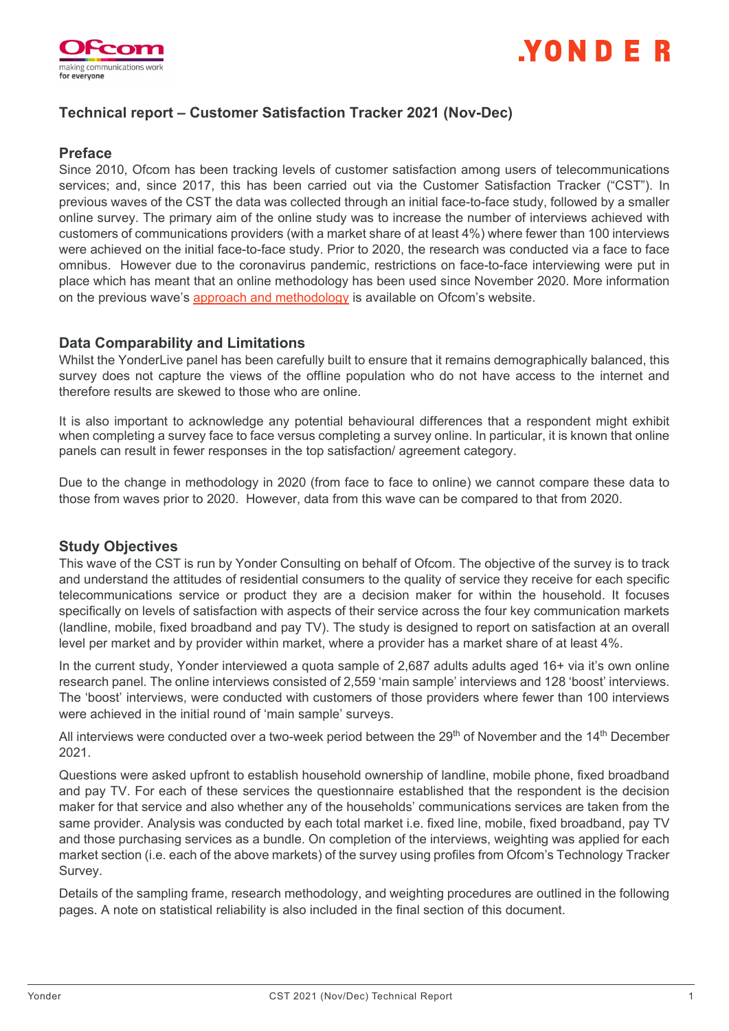# Technical report – Customer Satisfaction Tracker 2021 (Nov-Dec)

## Preface

Since 2010, Ofcom has been tracking levels of customer satisfaction among users of telecommunications services; and, since 2017, this has been carried out via the Customer Satisfaction Tracker ("CST"). In previous waves of the CST the data was collected through an initial face-to-face study, followed by a smaller online survey. The primary aim of the online study was to increase the number of interviews achieved with customers of communications providers (with a market share of at least 4%) where fewer than 100 interviews were achieved on the initial face-to-face study. Prior to 2020, the research was conducted via a face to face omnibus. However due to the coronavirus pandemic, restrictions on face-to-face interviewing were put in place which has meant that an online methodology has been used since November 2020. More information on the previous wave's approach and methodology is available on Ofcom's website.

## Data Comparability and Limitations

Whilst the YonderLive panel has been carefully built to ensure that it remains demographically balanced, this survey does not capture the views of the offline population who do not have access to the internet and therefore results are skewed to those who are online.

It is also important to acknowledge any potential behavioural differences that a respondent might exhibit when completing a survey face to face versus completing a survey online. In particular, it is known that online panels can result in fewer responses in the top satisfaction/ agreement category.

Due to the change in methodology in 2020 (from face to face to online) we cannot compare these data to those from waves prior to 2020. However, data from this wave can be compared to that from 2020.

## Study Objectives

This wave of the CST is run by Yonder Consulting on behalf of Ofcom. The objective of the survey is to track and understand the attitudes of residential consumers to the quality of service they receive for each specific telecommunications service or product they are a decision maker for within the household. It focuses specifically on levels of satisfaction with aspects of their service across the four key communication markets (landline, mobile, fixed broadband and pay TV). The study is designed to report on satisfaction at an overall level per market and by provider within market, where a provider has a market share of at least 4%.

In the current study, Yonder interviewed a quota sample of 2,687 adults adults aged 16+ via it's own online research panel. The online interviews consisted of 2,559 'main sample' interviews and 128 'boost' interviews. The 'boost' interviews, were conducted with customers of those providers where fewer than 100 interviews were achieved in the initial round of 'main sample' surveys.

All interviews were conducted over a two-week period between the 29th of November and the 14th December 2021.

Questions were asked upfront to establish household ownership of landline, mobile phone, fixed broadband and pay TV. For each of these services the questionnaire established that the respondent is the decision maker for that service and also whether any of the households' communications services are taken from the same provider. Analysis was conducted by each total market i.e. fixed line, mobile, fixed broadband, pay TV and those purchasing services as a bundle. On completion of the interviews, weighting was applied for each market section (i.e. each of the above markets) of the survey using profiles from Ofcom's Technology Tracker Survey.

Details of the sampling frame, research methodology, and weighting procedures are outlined in the following pages. A note on statistical reliability is also included in the final section of this document.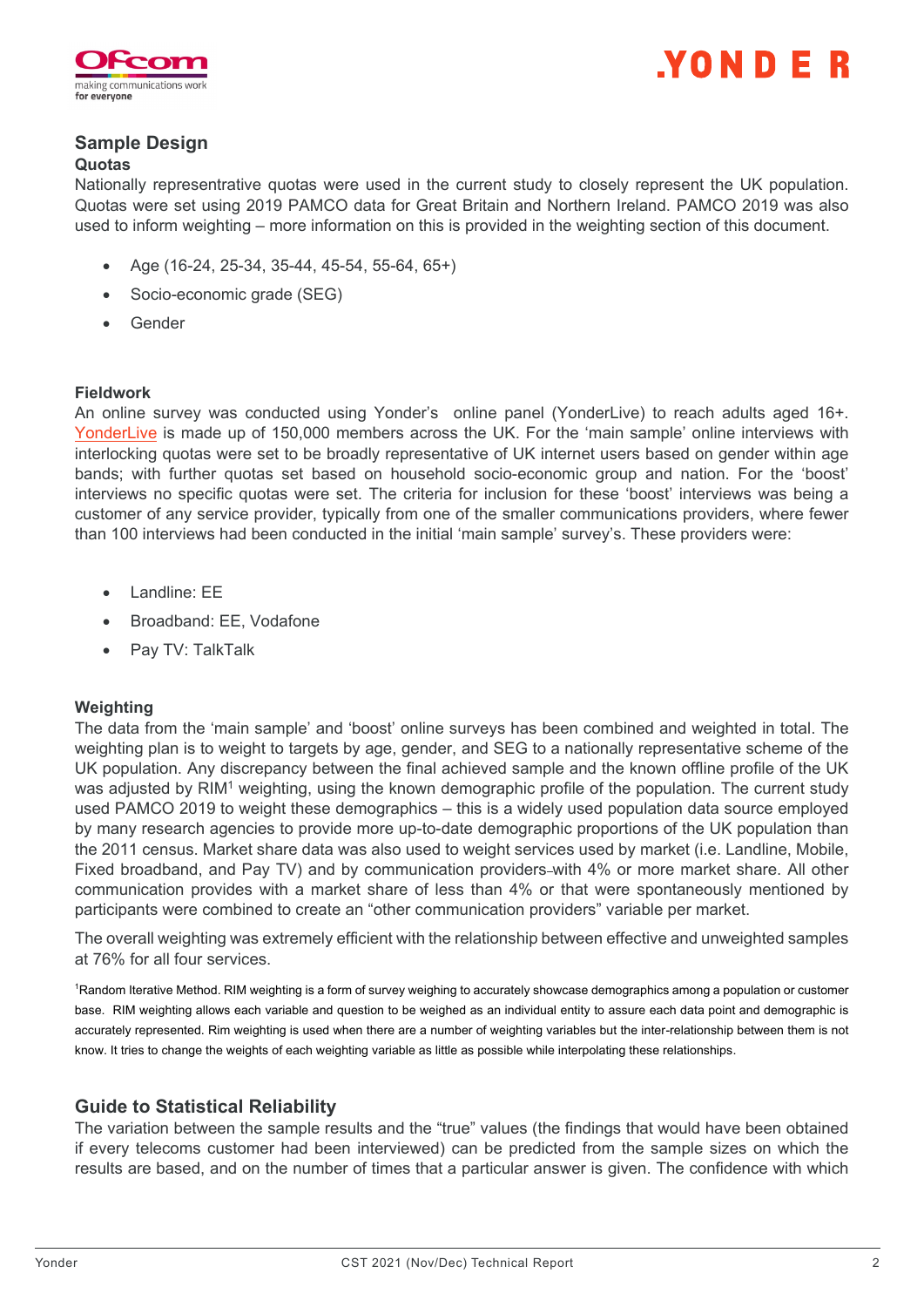## Sample Design

### Quotas

Nationally representrative quotas were used in the current study to closely represent the UK population. Quotas were set using 2019 PAMCO data for Great Britain and Northern Ireland. PAMCO 2019 was also used to inform weighting – more information on this is provided in the weighting section of this document.

- Age (16-24, 25-34, 35-44, 45-54, 55-64, 65+)
- Socio-economic grade (SEG)
- Gender

### Fieldwork

An online survey was conducted using Yonder's online panel (YonderLive) to reach adults aged 16+. YonderLive is made up of 150,000 members across the UK. For the 'main sample' online interviews with interlocking quotas were set to be broadly representative of UK internet users based on gender within age bands; with further quotas set based on household socio-economic group and nation. For the 'boost' interviews no specific quotas were set. The criteria for inclusion for these 'boost' interviews was being a customer of any service provider, typically from one of the smaller communications providers, where fewer than 100 interviews had been conducted in the initial 'main sample' survey's. These providers were:

- Landline: EE
- Broadband: EE, Vodafone
- Pay TV: TalkTalk

### Weighting

The data from the 'main sample' and 'boost' online surveys has been combined and weighted in total. The weighting plan is to weight to targets by age, gender, and SEG to a nationally representative scheme of the UK population. Any discrepancy between the final achieved sample and the known offline profile of the UK was adjusted by RIM[1] weighting, using the known demographic profile of the population. The current study used PAMCO 2019 to weight these demographics – this is a widely used population data source employed by many research agencies to provide more up-to-date demographic proportions of the UK population than the 2011 census. Market share data was also used to weight services used by market (i.e. Landline, Mobile, Fixed broadband, and Pay TV) and by communication providers with 4% or more market share. All other communication provides with a market share of less than 4% or that were spontaneously mentioned by participants were combined to create an "other communication providers" variable per market.

The overall weighting was extremely efficient with the relationship between effective and unweighted samples at 76% for all four services.

[1]Random Iterative Method. RIM weighting is a form of survey weighing to accurately showcase demographics among a population or customer base. RIM weighting allows each variable and question to be weighed as an individual entity to assure each data point and demographic is accurately represented. Rim weighting is used when there are a number of weighting variables but the inter-relationship between them is not know. It tries to change the weights of each weighting variable as little as possible while interpolating these relationships.

## Guide to Statistical Reliability

The variation between the sample results and the "true" values (the findings that would have been obtained if every telecoms customer had been interviewed) can be predicted from the sample sizes on which the results are based, and on the number of times that a particular answer is given. The confidence with which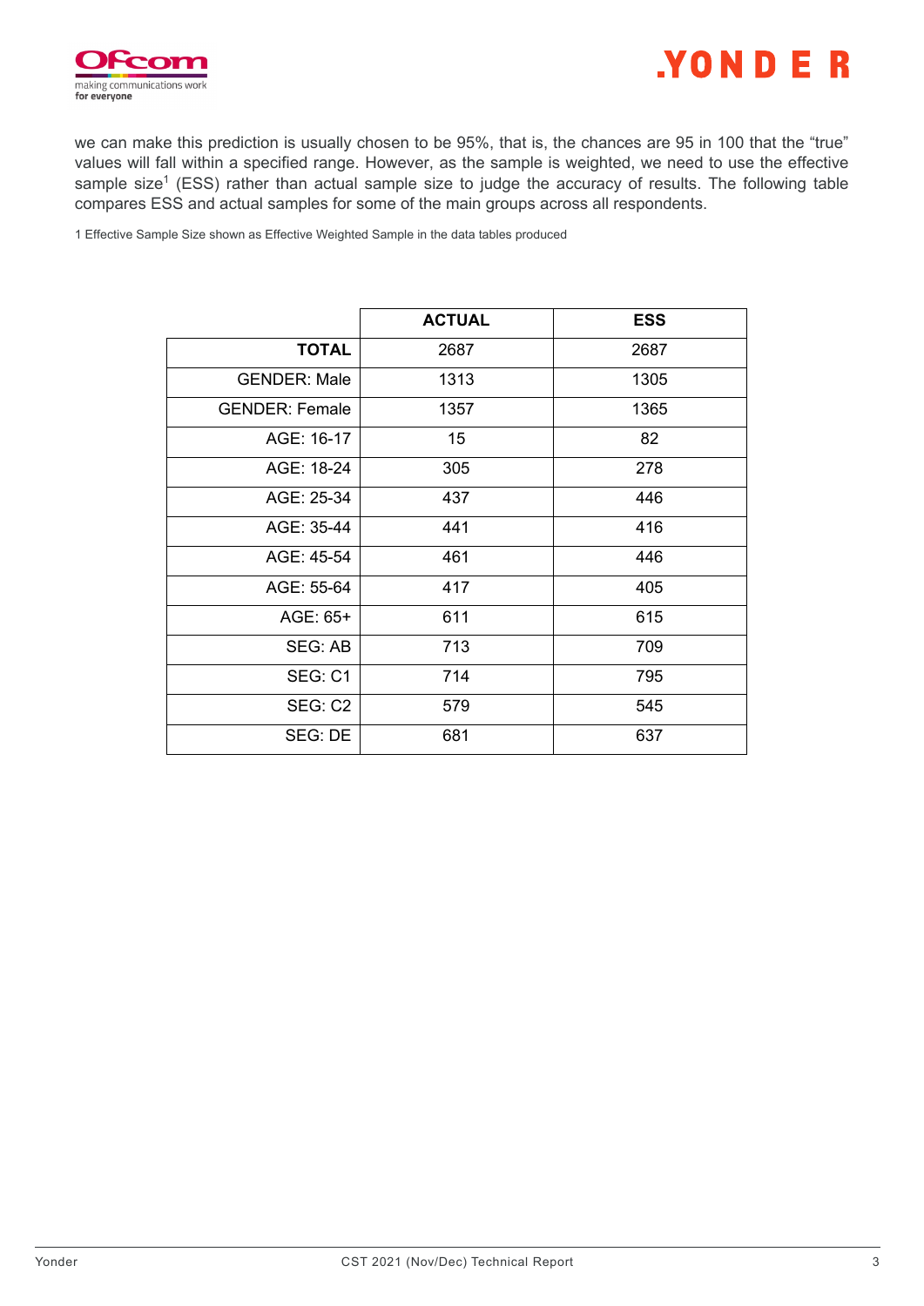we can make this prediction is usually chosen to be 95%, that is, the chances are 95 in 100 that the "true" values will fall within a specified range. However, as the sample is weighted, we need to use the effective sample size[1] (ESS) rather than actual sample size to judge the accuracy of results. The following table compares ESS and actual samples for some of the main groups across all respondents.

1 Effective Sample Size shown as Effective Weighted Sample in the data tables produced

| | ACTUAL | ESS |
|---|---|---|
| **TOTAL** | 2687 | 2687 |
| GENDER: Male | 1313 | 1305 |
| GENDER: Female | 1357 | 1365 |
| AGE: 16-17 | 15 | 82 |
| AGE: 18-24 | 305 | 278 |
| AGE: 25-34 | 437 | 446 |
| AGE: 35-44 | 441 | 416 |
| AGE: 45-54 | 461 | 446 |
| AGE: 55-64 | 417 | 405 |
| AGE: 65+ | 611 | 615 |
| SEG: AB | 713 | 709 |
| SEG: C1 | 714 | 795 |
| SEG: C2 | 579 | 545 |
| SEG: DE | 681 | 637 |